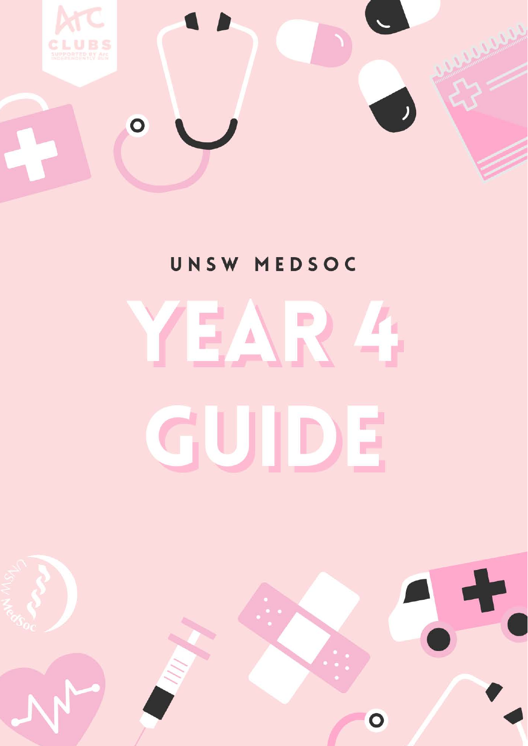UNSW MEDSOC

# YEAR 4 GUIDE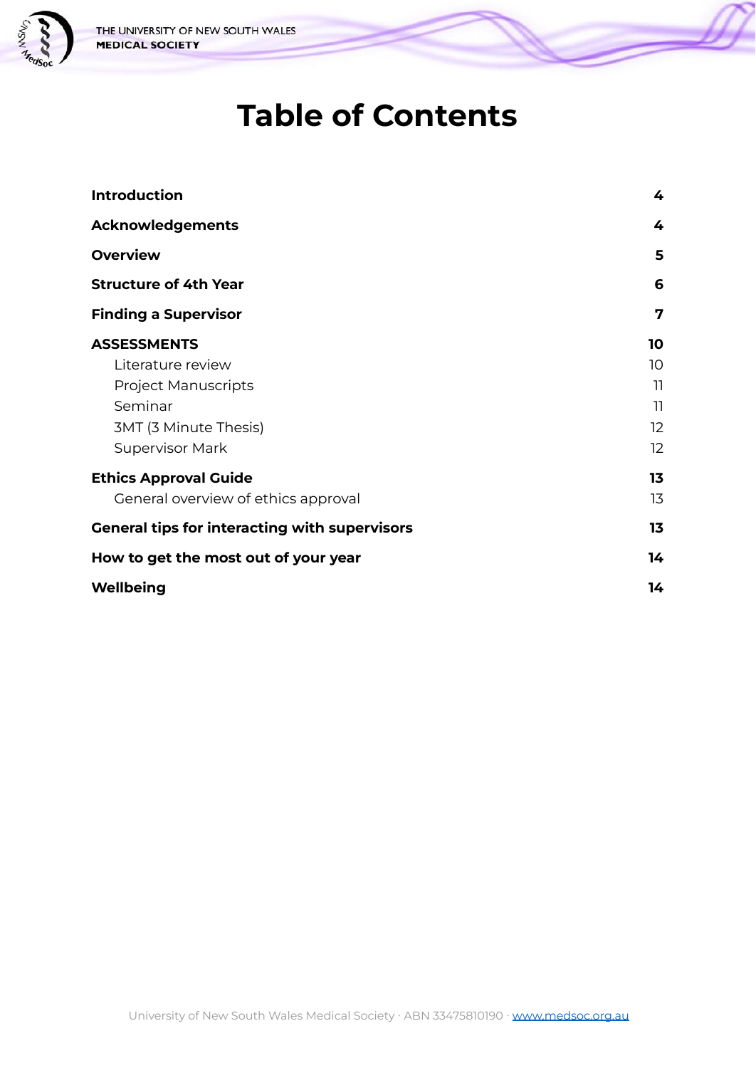# Table of Contents

| | |
|---|---|
| **Introduction** | **4** |
| **Acknowledgements** | **4** |
| **Overview** | **5** |
| **Structure of 4th Year** | **6** |
| **Finding a Supervisor** | **7** |
| **ASSESSMENTS** | **10** |
| Literature review | 10 |
| Project Manuscripts | 11 |
| Seminar | 11 |
| 3MT (3 Minute Thesis) | 12 |
| Supervisor Mark | 12 |
| **Ethics Approval Guide** | **13** |
| General overview of ethics approval | 13 |
| **General tips for interacting with supervisors** | **13** |
| **How to get the most out of your year** | **14** |
| **Wellbeing** | **14** |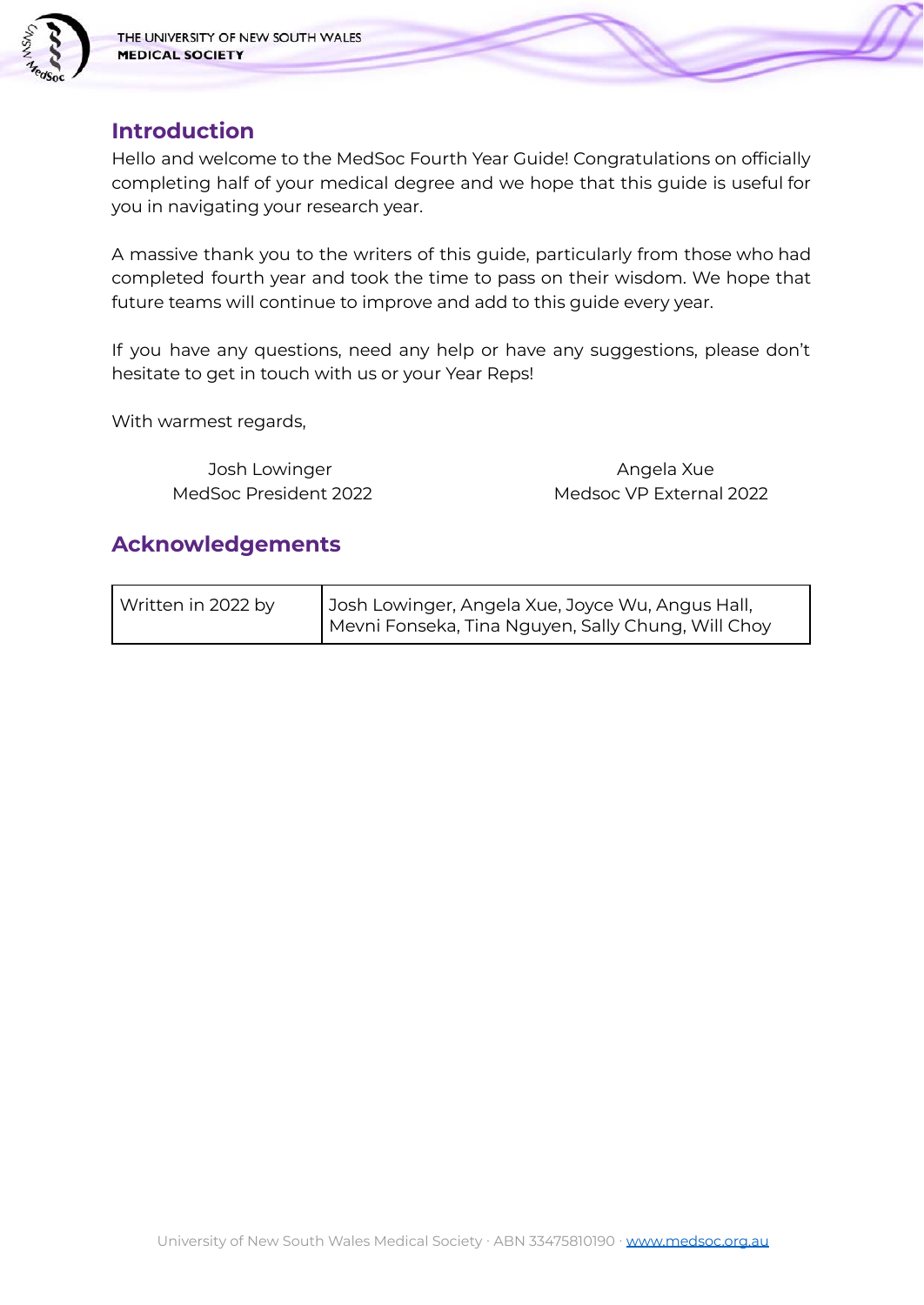## Introduction

Hello and welcome to the MedSoc Fourth Year Guide! Congratulations on officially completing half of your medical degree and we hope that this guide is useful for you in navigating your research year.

A massive thank you to the writers of this guide, particularly from those who had completed fourth year and took the time to pass on their wisdom. We hope that future teams will continue to improve and add to this guide every year.

If you have any questions, need any help or have any suggestions, please don't hesitate to get in touch with us or your Year Reps!

With warmest regards,

Josh Lowinger
MedSoc President 2022

Angela Xue
Medsoc VP External 2022

## Acknowledgements

| Written in 2022 by | Josh Lowinger, Angela Xue, Joyce Wu, Angus Hall, Mevni Fonseka, Tina Nguyen, Sally Chung, Will Choy |
|---|---|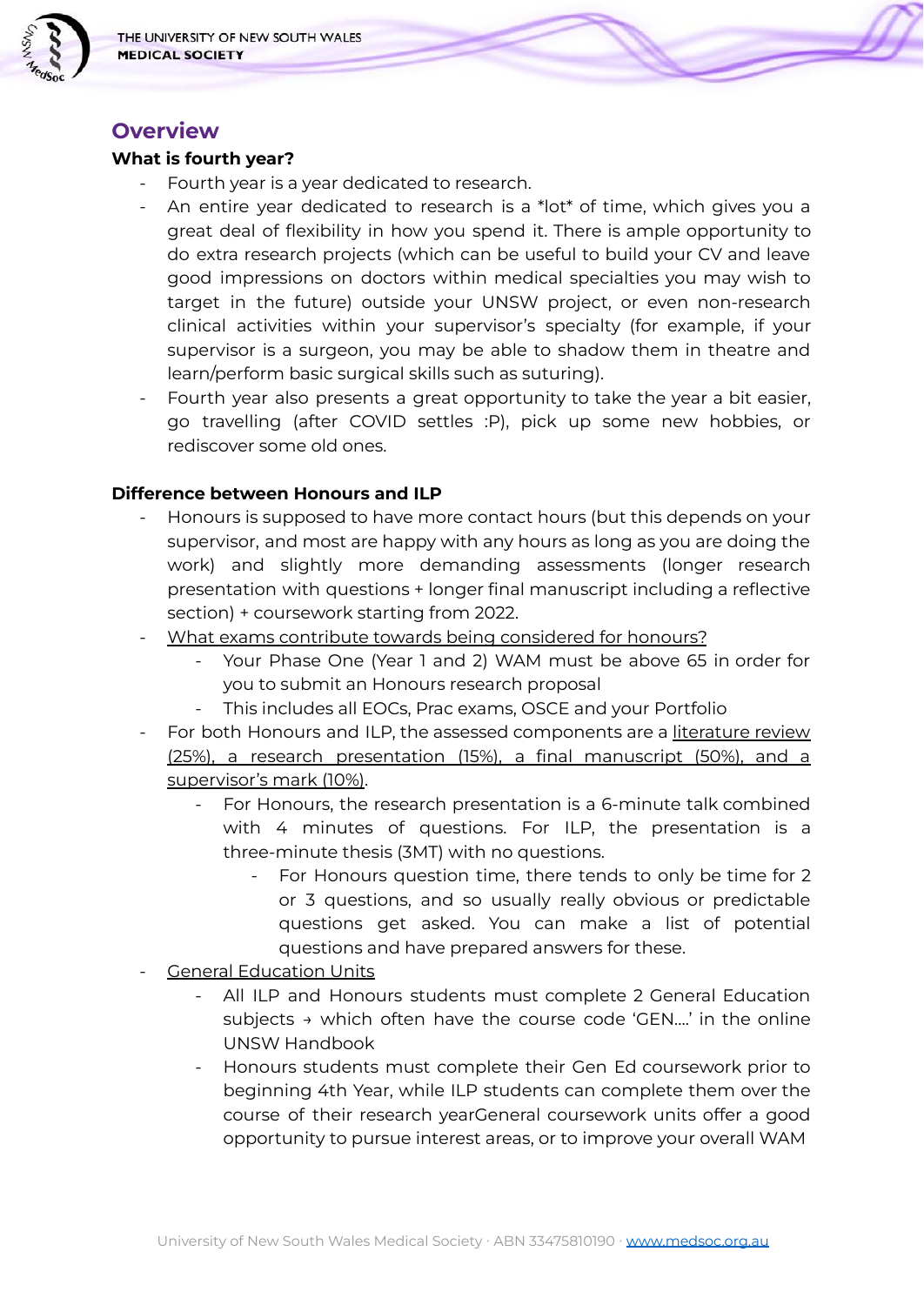## Overview

### What is fourth year?

- Fourth year is a year dedicated to research.
- An entire year dedicated to research is a *lot* of time, which gives you a great deal of flexibility in how you spend it. There is ample opportunity to do extra research projects (which can be useful to build your CV and leave good impressions on doctors within medical specialties you may wish to target in the future) outside your UNSW project, or even non-research clinical activities within your supervisor's specialty (for example, if your supervisor is a surgeon, you may be able to shadow them in theatre and learn/perform basic surgical skills such as suturing).
- Fourth year also presents a great opportunity to take the year a bit easier, go travelling (after COVID settles :P), pick up some new hobbies, or rediscover some old ones.

### Difference between Honours and ILP

- Honours is supposed to have more contact hours (but this depends on your supervisor, and most are happy with any hours as long as you are doing the work) and slightly more demanding assessments (longer research presentation with questions + longer final manuscript including a reflective section) + coursework starting from 2022.
- What exams contribute towards being considered for honours?
    - Your Phase One (Year 1 and 2) WAM must be above 65 in order for you to submit an Honours research proposal
    - This includes all EOCs, Prac exams, OSCE and your Portfolio
- For both Honours and ILP, the assessed components are a literature review (25%), a research presentation (15%), a final manuscript (50%), and a supervisor's mark (10%).
    - For Honours, the research presentation is a 6-minute talk combined with 4 minutes of questions. For ILP, the presentation is a three-minute thesis (3MT) with no questions.
        - For Honours question time, there tends to only be time for 2 or 3 questions, and so usually really obvious or predictable questions get asked. You can make a list of potential questions and have prepared answers for these.
- General Education Units
    - All ILP and Honours students must complete 2 General Education subjects → which often have the course code 'GEN….' in the online UNSW Handbook
    - Honours students must complete their Gen Ed coursework prior to beginning 4th Year, while ILP students can complete them over the course of their research yearGeneral coursework units offer a good opportunity to pursue interest areas, or to improve your overall WAM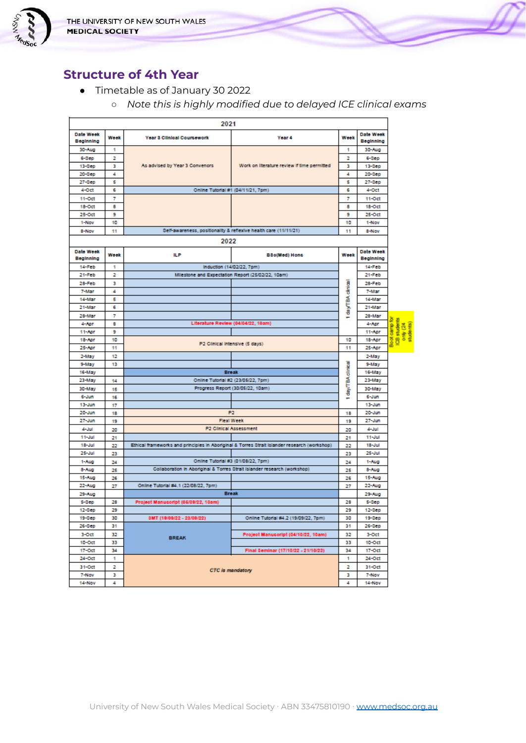## Structure of 4th Year

- Timetable as of January 30 2022
  - *Note this is highly modified due to delayed ICE clinical exams*

**2021**

| Date Week Beginning | Week | Year 3 Clinical Coursework | Year 4 | Week | Date Week Beginning |
|---|---|---|---|---|---|
| 30-Aug | 1 | As advised by Year 3 Convenors | Work on literature review if time permitted | 1 | 30-Aug |
| 6-Sep | 2 | | | 2 | 6-Sep |
| 13-Sep | 3 | | | 3 | 13-Sep |
| 20-Sep | 4 | | | 4 | 20-Sep |
| 27-Sep | 5 | | | 5 | 27-Sep |
| 4-Oct | 6 | Online Tutorial #1 (04/11/21, 7pm) | | 6 | 4-Oct |
| 11-Oct | 7 | | | 7 | 11-Oct |
| 18-Oct | 8 | | | 8 | 18-Oct |
| 25-Oct | 9 | | | 9 | 25-Oct |
| 1-Nov | 10 | | | 10 | 1-Nov |
| 8-Nov | 11 | Self-awareness, positionality & reflexive health care (11/11/21) | | 11 | 8-Nov |

**2022**

| Date Week Beginning | Week | ILP | BSc(Med) Hons | Week | Date Week Beginning |
|---|---|---|---|---|---|
| 14-Feb | 1 | Induction (14/02/22, 7pm) | | 1 day/TBA clinical | 14-Feb |
| 21-Feb | 2 | Milestone and Expectation Report (25/02/22, 10am) | | | 21-Feb |
| 28-Feb | 3 | | | | 28-Feb |
| 7-Mar | 4 | | | | 7-Mar |
| 14-Mar | 5 | | | | 14-Mar |
| 21-Mar | 6 | | | | 21-Mar |
| 28-Mar | 7 | | | | 28-Mar |
| 4-Apr | 8 | Literature Review (04/04/22, 10am) | | | 4-Apr |
| 11-Apr | 9 | | | | 11-Apr |
| 18-Apr | 10 | P2 Clinical Intensive (5 days) | | 10 | 18-Apr |
| 25-Apr | 11 | | | 11 | 25-Apr |
| 2-May | 12 | | | 1 day/TBA clinical | 2-May |
| 9-May | 13 | | | | 9-May |
| 16-May | | Break | | | 16-May |
| 23-May | 14 | Online Tutorial #2 (23/05/22, 7pm) | | | 23-May |
| 30-May | 15 | Progress Report (30/05/22, 10am) | | | 30-May |
| 6-Jun | 16 | | | | 6-Jun |
| 13-Jun | 17 | | | | 13-Jun |
| 20-Jun | 18 | P2 | | 18 | 20-Jun |
| 27-Jun | 19 | Flexi Week | | 19 | 27-Jun |
| 4-Jul | 20 | P2 Clinical Assessment | | 20 | 4-Jul |
| 11-Jul | 21 | | | 21 | 11-Jul |
| 18-Jul | 22 | Ethical frameworks and principles in Aboriginal & Torres Strait Islander research (workshop) | | 22 | 18-Jul |
| 25-Jul | 23 | | | 23 | 25-Jul |
| 1-Aug | 24 | Online Tutorial #3 (01/08/22, 7pm) | | 24 | 1-Aug |
| 8-Aug | 25 | Collaboration in Aboriginal & Torres Strait Islander research (workshop) | | 25 | 8-Aug |
| 15-Aug | 26 | | | 26 | 15-Aug |
| 22-Aug | 27 | Online Tutorial #4.1 (22/08/22, 7pm) | | 27 | 22-Aug |
| 29-Aug | | Break | | | 29-Aug |
| 5-Sep | 28 | Project Manuscript (05/09/22, 10am) | | 28 | 5-Sep |
| 12-Sep | 29 | | | 29 | 12-Sep |
| 19-Sep | 30 | 3MT (19/09/22 - 23/09/22) | Online Tutorial #4.2 (19/09/22, 7pm) | 30 | 19-Sep |
| 26-Sep | 31 | | | 31 | 26-Sep |
| 3-Oct | 32 | BREAK | Project Manuscript (04/10/22, 10am) | 32 | 3-Oct |
| 10-Oct | 33 | | | 33 | 10-Oct |
| 17-Oct | 34 | | Final Seminar (17/10/22 - 21/10/22) | 34 | 17-Oct |
| 24-Oct | 1 | *CTC is mandatory* | | 1 | 24-Oct |
| 31-Oct | 2 | | | 2 | 31-Oct |
| 7-Nov | 3 | | | 3 | 7-Nov |
| 14-Nov | 4 | | | 4 | 14-Nov |

Boot camp for ICB students only (24 students) — weeks beginning 28-Mar to 25-Apr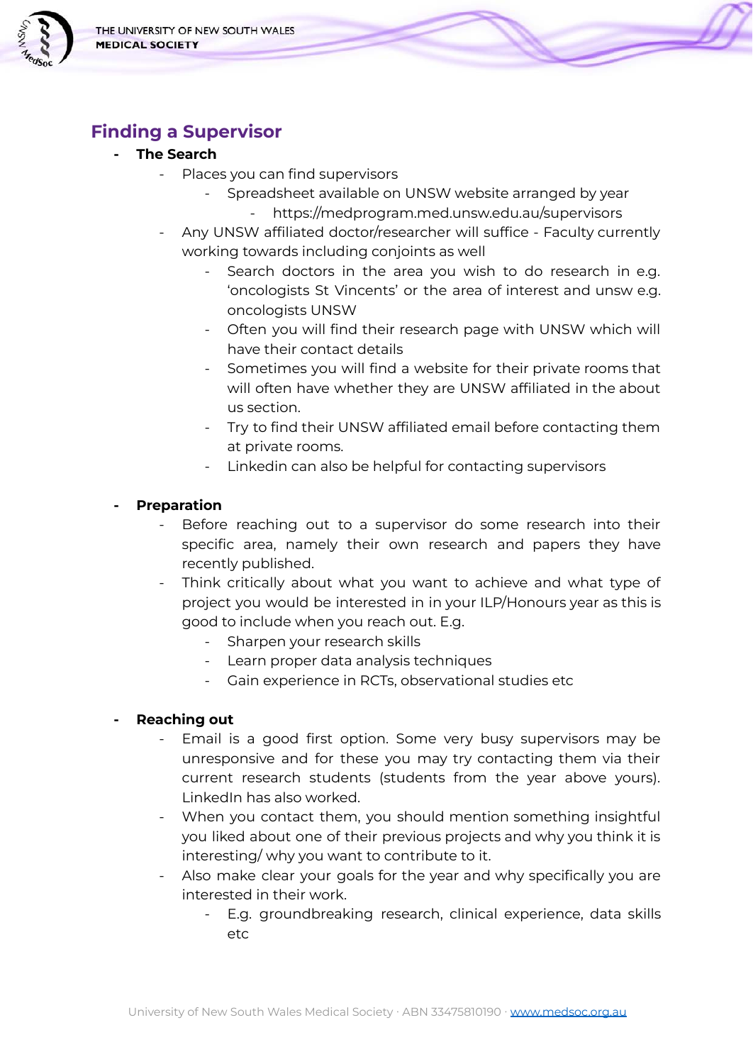## Finding a Supervisor

- **The Search**
  - Places you can find supervisors
    - Spreadsheet available on UNSW website arranged by year
      - https://medprogram.med.unsw.edu.au/supervisors
  - Any UNSW affiliated doctor/researcher will suffice - Faculty currently working towards including conjoints as well
    - Search doctors in the area you wish to do research in e.g. 'oncologists St Vincents' or the area of interest and unsw e.g. oncologists UNSW
    - Often you will find their research page with UNSW which will have their contact details
    - Sometimes you will find a website for their private rooms that will often have whether they are UNSW affiliated in the about us section.
    - Try to find their UNSW affiliated email before contacting them at private rooms.
    - Linkedin can also be helpful for contacting supervisors

- **Preparation**
  - Before reaching out to a supervisor do some research into their specific area, namely their own research and papers they have recently published.
  - Think critically about what you want to achieve and what type of project you would be interested in in your ILP/Honours year as this is good to include when you reach out. E.g.
    - Sharpen your research skills
    - Learn proper data analysis techniques
    - Gain experience in RCTs, observational studies etc

- **Reaching out**
  - Email is a good first option. Some very busy supervisors may be unresponsive and for these you may try contacting them via their current research students (students from the year above yours). LinkedIn has also worked.
  - When you contact them, you should mention something insightful you liked about one of their previous projects and why you think it is interesting/ why you want to contribute to it.
  - Also make clear your goals for the year and why specifically you are interested in their work.
    - E.g. groundbreaking research, clinical experience, data skills etc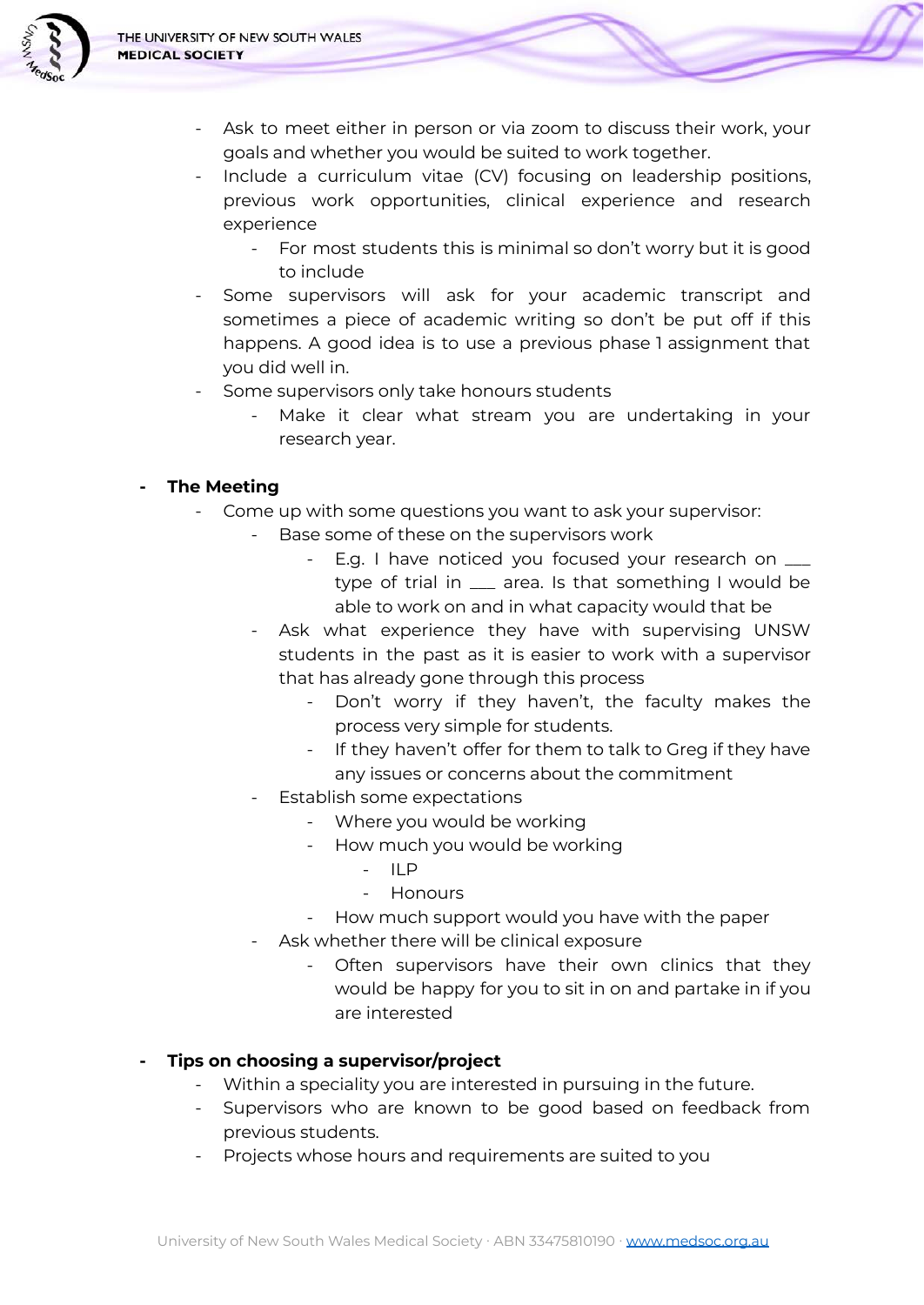- Ask to meet either in person or via zoom to discuss their work, your goals and whether you would be suited to work together.
- Include a curriculum vitae (CV) focusing on leadership positions, previous work opportunities, clinical experience and research experience
    - For most students this is minimal so don't worry but it is good to include
- Some supervisors will ask for your academic transcript and sometimes a piece of academic writing so don't be put off if this happens. A good idea is to use a previous phase 1 assignment that you did well in.
- Some supervisors only take honours students
    - Make it clear what stream you are undertaking in your research year.

- **The Meeting**
    - Come up with some questions you want to ask your supervisor:
        - Base some of these on the supervisors work
            - E.g. I have noticed you focused your research on ___ type of trial in ___ area. Is that something I would be able to work on and in what capacity would that be
        - Ask what experience they have with supervising UNSW students in the past as it is easier to work with a supervisor that has already gone through this process
            - Don't worry if they haven't, the faculty makes the process very simple for students.
            - If they haven't offer for them to talk to Greg if they have any issues or concerns about the commitment
        - Establish some expectations
            - Where you would be working
            - How much you would be working
                - ILP
                - Honours
            - How much support would you have with the paper
        - Ask whether there will be clinical exposure
            - Often supervisors have their own clinics that they would be happy for you to sit in on and partake in if you are interested

- **Tips on choosing a supervisor/project**
    - Within a speciality you are interested in pursuing in the future.
    - Supervisors who are known to be good based on feedback from previous students.
    - Projects whose hours and requirements are suited to you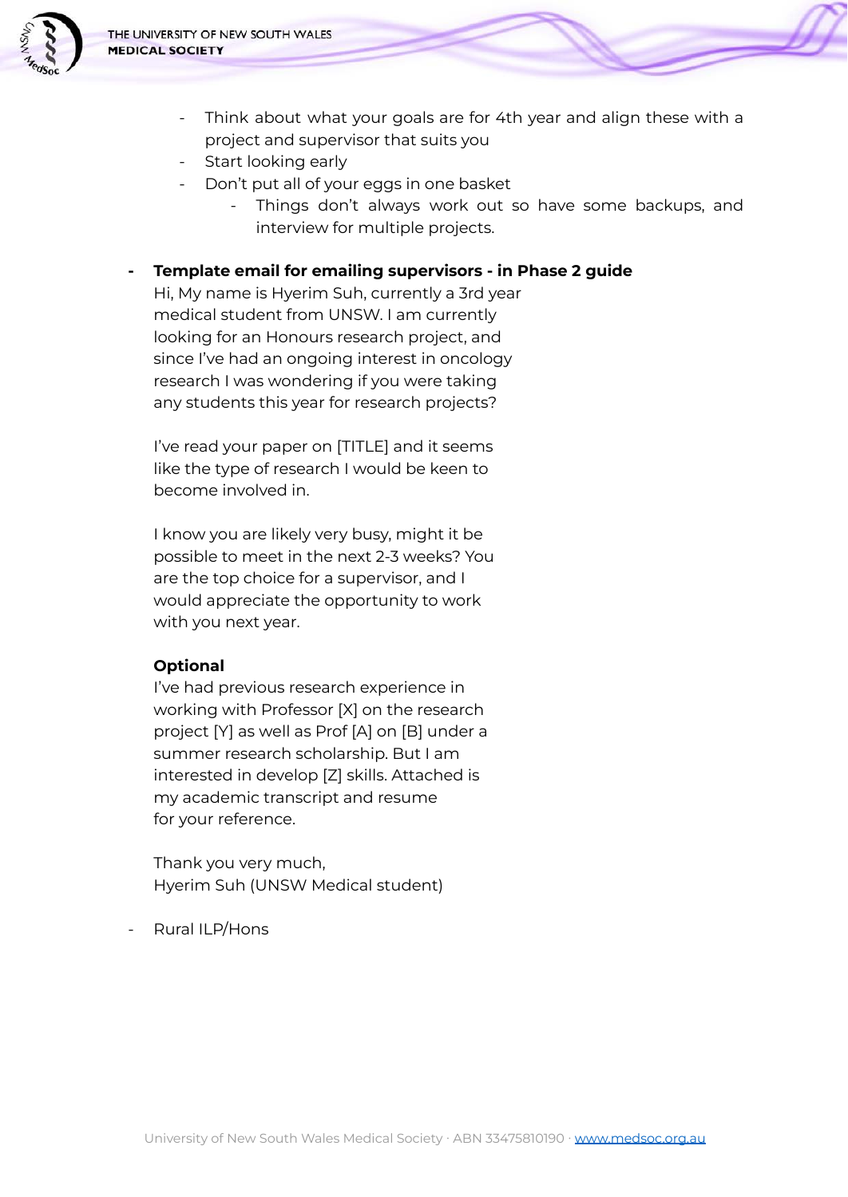- Think about what your goals are for 4th year and align these with a project and supervisor that suits you
- Start looking early
- Don't put all of your eggs in one basket
    - Things don't always work out so have some backups, and interview for multiple projects.

- **Template email for emailing supervisors - in Phase 2 guide**

  Hi, My name is Hyerim Suh, currently a 3rd year medical student from UNSW. I am currently looking for an Honours research project, and since I've had an ongoing interest in oncology research I was wondering if you were taking any students this year for research projects?

  I've read your paper on [TITLE] and it seems like the type of research I would be keen to become involved in.

  I know you are likely very busy, might it be possible to meet in the next 2-3 weeks? You are the top choice for a supervisor, and I would appreciate the opportunity to work with you next year.

  **Optional**

  I've had previous research experience in working with Professor [X] on the research project [Y] as well as Prof [A] on [B] under a summer research scholarship. But I am interested in develop [Z] skills. Attached is my academic transcript and resume for your reference.

  Thank you very much,
  Hyerim Suh (UNSW Medical student)

- Rural ILP/Hons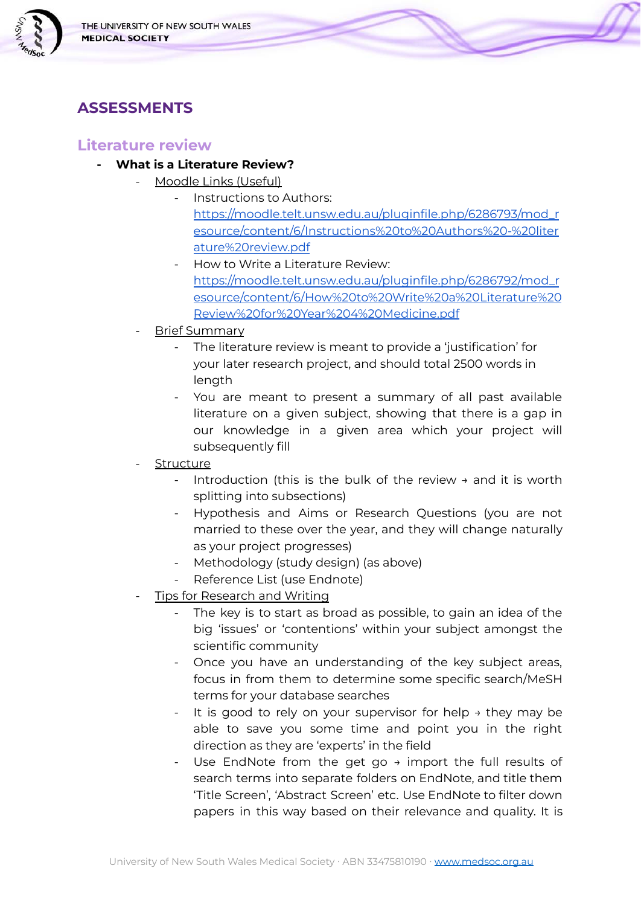## ASSESSMENTS

### Literature review

- **What is a Literature Review?**
  - Moodle Links (Useful)
    - Instructions to Authors: https://moodle.telt.unsw.edu.au/pluginfile.php/6286793/mod_resource/content/6/Instructions%20to%20Authors%20-%20literature%20review.pdf
    - How to Write a Literature Review: https://moodle.telt.unsw.edu.au/pluginfile.php/6286792/mod_resource/content/6/How%20to%20Write%20a%20Literature%20Review%20for%20Year%204%20Medicine.pdf
  - Brief Summary
    - The literature review is meant to provide a 'justification' for your later research project, and should total 2500 words in length
    - You are meant to present a summary of all past available literature on a given subject, showing that there is a gap in our knowledge in a given area which your project will subsequently fill
  - Structure
    - Introduction (this is the bulk of the review → and it is worth splitting into subsections)
    - Hypothesis and Aims or Research Questions (you are not married to these over the year, and they will change naturally as your project progresses)
    - Methodology (study design) (as above)
    - Reference List (use Endnote)
  - Tips for Research and Writing
    - The key is to start as broad as possible, to gain an idea of the big 'issues' or 'contentions' within your subject amongst the scientific community
    - Once you have an understanding of the key subject areas, focus in from them to determine some specific search/MeSH terms for your database searches
    - It is good to rely on your supervisor for help → they may be able to save you some time and point you in the right direction as they are 'experts' in the field
    - Use EndNote from the get go → import the full results of search terms into separate folders on EndNote, and title them 'Title Screen', 'Abstract Screen' etc. Use EndNote to filter down papers in this way based on their relevance and quality. It is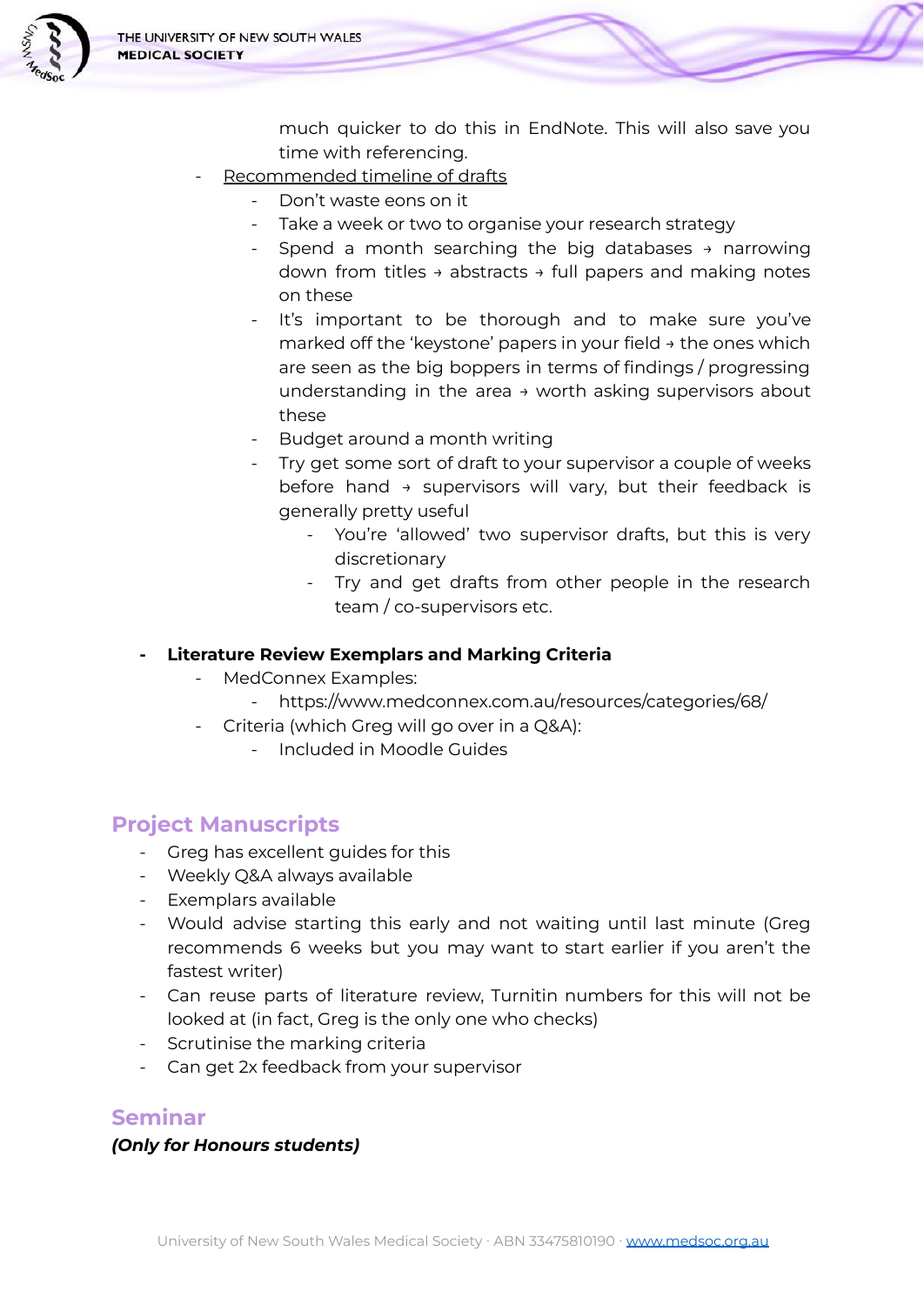much quicker to do this in EndNote. This will also save you time with referencing.

- Recommended timeline of drafts
    - Don't waste eons on it
    - Take a week or two to organise your research strategy
    - Spend a month searching the big databases → narrowing down from titles → abstracts → full papers and making notes on these
    - It's important to be thorough and to make sure you've marked off the 'keystone' papers in your field → the ones which are seen as the big boppers in terms of findings / progressing understanding in the area → worth asking supervisors about these
    - Budget around a month writing
    - Try get some sort of draft to your supervisor a couple of weeks before hand → supervisors will vary, but their feedback is generally pretty useful
        - You're 'allowed' two supervisor drafts, but this is very discretionary
        - Try and get drafts from other people in the research team / co-supervisors etc.

- **Literature Review Exemplars and Marking Criteria**
    - MedConnex Examples:
        - https://www.medconnex.com.au/resources/categories/68/
    - Criteria (which Greg will go over in a Q&A):
        - Included in Moodle Guides

## Project Manuscripts

- Greg has excellent guides for this
- Weekly Q&A always available
- Exemplars available
- Would advise starting this early and not waiting until last minute (Greg recommends 6 weeks but you may want to start earlier if you aren't the fastest writer)
- Can reuse parts of literature review, Turnitin numbers for this will not be looked at (in fact, Greg is the only one who checks)
- Scrutinise the marking criteria
- Can get 2x feedback from your supervisor

## Seminar

***(Only for Honours students)***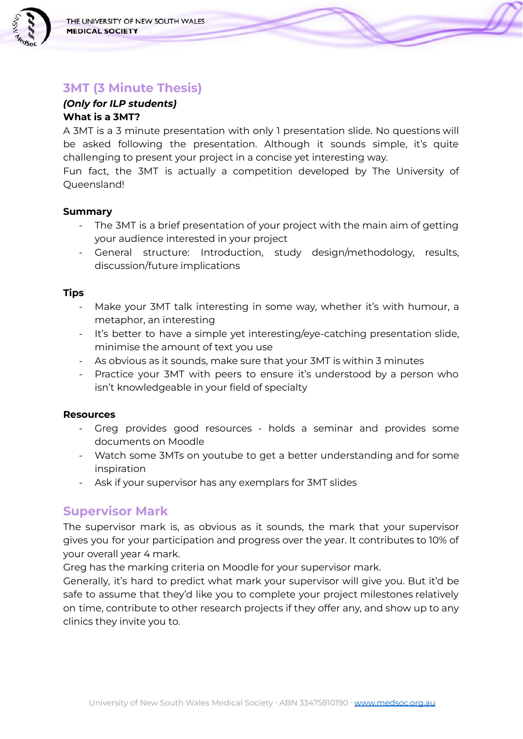## 3MT (3 Minute Thesis)

***(Only for ILP students)***

**What is a 3MT?**

A 3MT is a 3 minute presentation with only 1 presentation slide. No questions will be asked following the presentation. Although it sounds simple, it's quite challenging to present your project in a concise yet interesting way.

Fun fact, the 3MT is actually a competition developed by The University of Queensland!

**Summary**

- The 3MT is a brief presentation of your project with the main aim of getting your audience interested in your project
- General structure: Introduction, study design/methodology, results, discussion/future implications

**Tips**

- Make your 3MT talk interesting in some way, whether it's with humour, a metaphor, an interesting
- It's better to have a simple yet interesting/eye-catching presentation slide, minimise the amount of text you use
- As obvious as it sounds, make sure that your 3MT is within 3 minutes
- Practice your 3MT with peers to ensure it's understood by a person who isn't knowledgeable in your field of specialty

**Resources**

- Greg provides good resources - holds a seminar and provides some documents on Moodle
- Watch some 3MTs on youtube to get a better understanding and for some inspiration
- Ask if your supervisor has any exemplars for 3MT slides

## Supervisor Mark

The supervisor mark is, as obvious as it sounds, the mark that your supervisor gives you for your participation and progress over the year. It contributes to 10% of your overall year 4 mark.

Greg has the marking criteria on Moodle for your supervisor mark.

Generally, it's hard to predict what mark your supervisor will give you. But it'd be safe to assume that they'd like you to complete your project milestones relatively on time, contribute to other research projects if they offer any, and show up to any clinics they invite you to.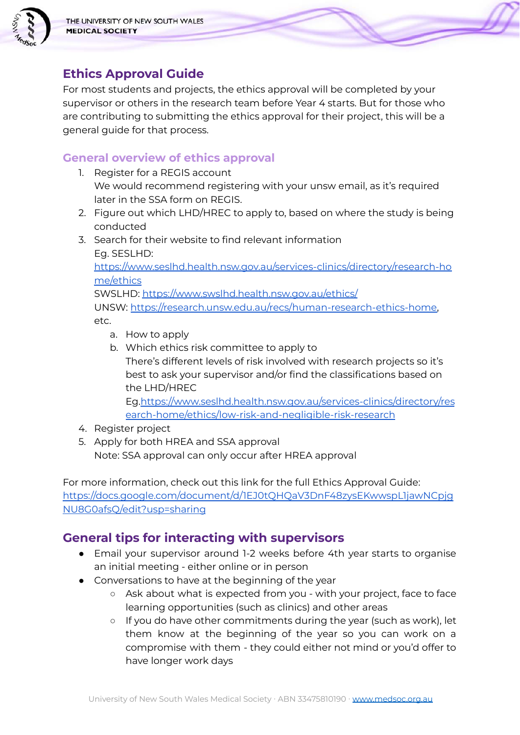## Ethics Approval Guide

For most students and projects, the ethics approval will be completed by your supervisor or others in the research team before Year 4 starts. But for those who are contributing to submitting the ethics approval for their project, this will be a general guide for that process.

### General overview of ethics approval

1. Register for a REGIS account
   We would recommend registering with your unsw email, as it's required later in the SSA form on REGIS.
2. Figure out which LHD/HREC to apply to, based on where the study is being conducted
3. Search for their website to find relevant information
   Eg. SESLHD: [https://www.seslhd.health.nsw.gov.au/services-clinics/directory/research-home/ethics](https://www.seslhd.health.nsw.gov.au/services-clinics/directory/research-home/ethics)
   SWSLHD: [https://www.swslhd.health.nsw.gov.au/ethics/](https://www.swslhd.health.nsw.gov.au/ethics/)
   UNSW: [https://research.unsw.edu.au/recs/human-research-ethics-home](https://research.unsw.edu.au/recs/human-research-ethics-home), etc.
   a. How to apply
   b. Which ethics risk committee to apply to
      There's different levels of risk involved with research projects so it's best to ask your supervisor and/or find the classifications based on the LHD/HREC
      Eg.[https://www.seslhd.health.nsw.gov.au/services-clinics/directory/research-home/ethics/low-risk-and-negligible-risk-research](https://www.seslhd.health.nsw.gov.au/services-clinics/directory/research-home/ethics/low-risk-and-negligible-risk-research)
4. Register project
5. Apply for both HREA and SSA approval
   Note: SSA approval can only occur after HREA approval

For more information, check out this link for the full Ethics Approval Guide: [https://docs.google.com/document/d/1EJ0tQHQaV3DnF48zysEKwwspL1jawNCpjgNU8G0afsQ/edit?usp=sharing](https://docs.google.com/document/d/1EJ0tQHQaV3DnF48zysEKwwspL1jawNCpjgNU8G0afsQ/edit?usp=sharing)

## General tips for interacting with supervisors

- Email your supervisor around 1-2 weeks before 4th year starts to organise an initial meeting - either online or in person
- Conversations to have at the beginning of the year
  - Ask about what is expected from you - with your project, face to face learning opportunities (such as clinics) and other areas
  - If you do have other commitments during the year (such as work), let them know at the beginning of the year so you can work on a compromise with them - they could either not mind or you'd offer to have longer work days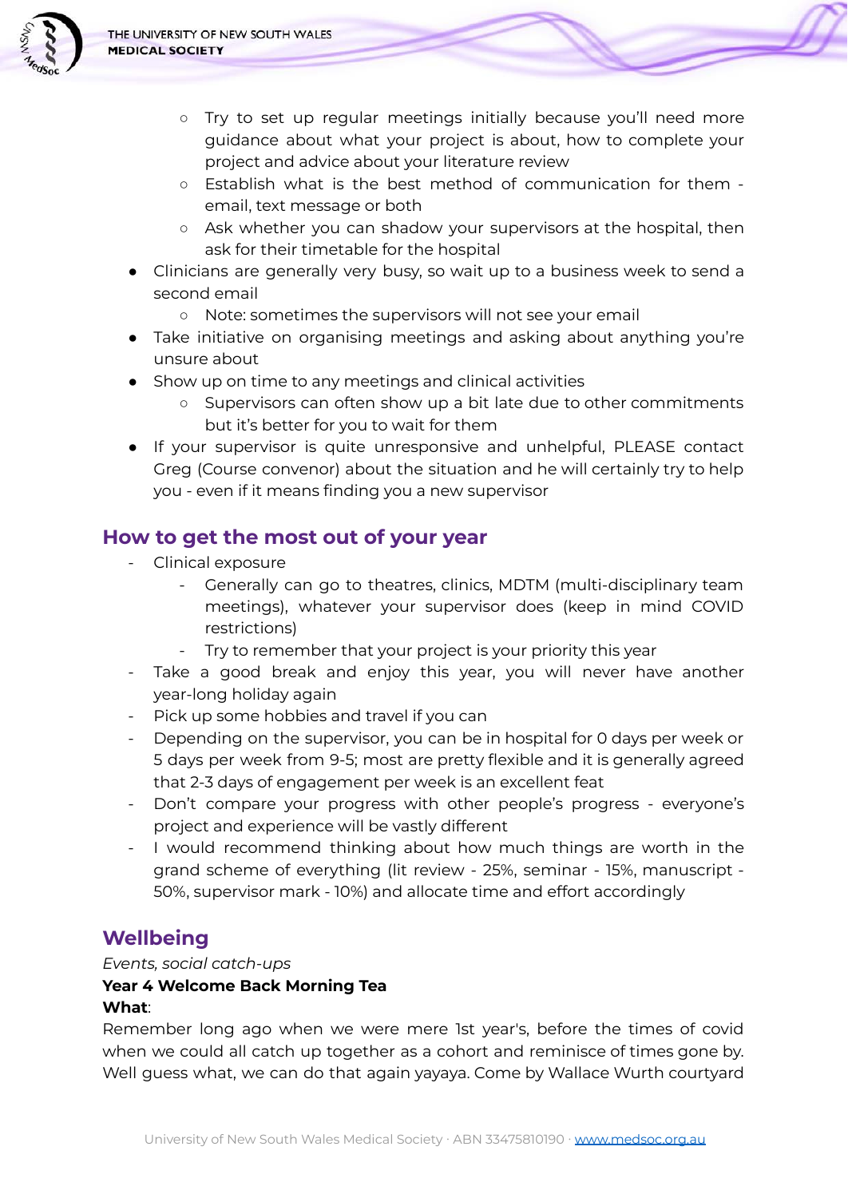- Try to set up regular meetings initially because you'll need more guidance about what your project is about, how to complete your project and advice about your literature review
    - Establish what is the best method of communication for them - email, text message or both
    - Ask whether you can shadow your supervisors at the hospital, then ask for their timetable for the hospital
- Clinicians are generally very busy, so wait up to a business week to send a second email
    - Note: sometimes the supervisors will not see your email
- Take initiative on organising meetings and asking about anything you're unsure about
- Show up on time to any meetings and clinical activities
    - Supervisors can often show up a bit late due to other commitments but it's better for you to wait for them
- If your supervisor is quite unresponsive and unhelpful, PLEASE contact Greg (Course convenor) about the situation and he will certainly try to help you - even if it means finding you a new supervisor

## How to get the most out of your year

- Clinical exposure
    - Generally can go to theatres, clinics, MDTM (multi-disciplinary team meetings), whatever your supervisor does (keep in mind COVID restrictions)
    - Try to remember that your project is your priority this year
- Take a good break and enjoy this year, you will never have another year-long holiday again
- Pick up some hobbies and travel if you can
- Depending on the supervisor, you can be in hospital for 0 days per week or 5 days per week from 9-5; most are pretty flexible and it is generally agreed that 2-3 days of engagement per week is an excellent feat
- Don't compare your progress with other people's progress - everyone's project and experience will be vastly different
- I would recommend thinking about how much things are worth in the grand scheme of everything (lit review - 25%, seminar - 15%, manuscript - 50%, supervisor mark - 10%) and allocate time and effort accordingly

## Wellbeing

*Events, social catch-ups*

**Year 4 Welcome Back Morning Tea**

**What**:

Remember long ago when we were mere 1st year's, before the times of covid when we could all catch up together as a cohort and reminisce of times gone by. Well guess what, we can do that again yayaya. Come by Wallace Wurth courtyard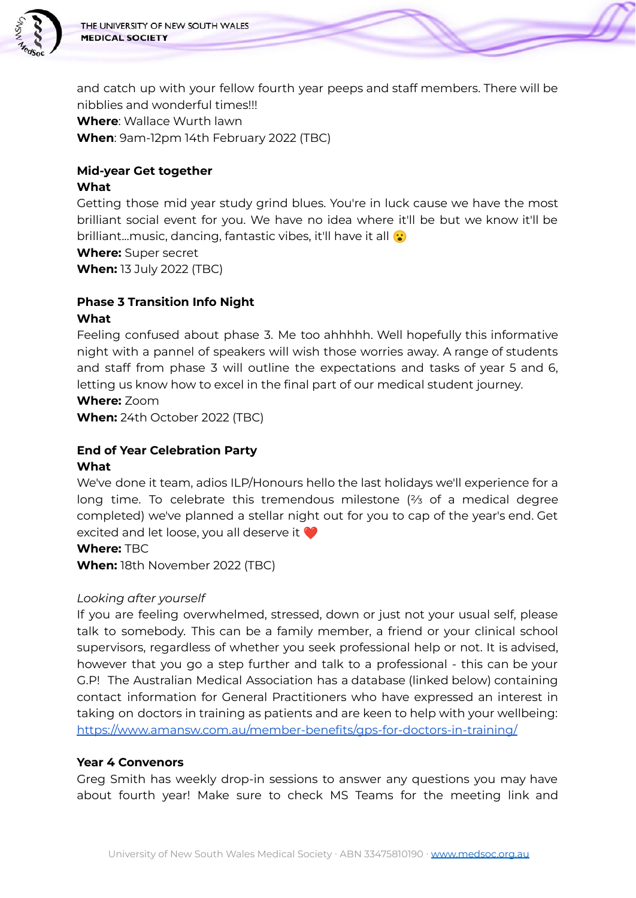and catch up with your fellow fourth year peeps and staff members. There will be nibblies and wonderful times!!!

**Where**: Wallace Wurth lawn

**When**: 9am-12pm 14th February 2022 (TBC)

**Mid-year Get together**

**What**

Getting those mid year study grind blues. You're in luck cause we have the most brilliant social event for you. We have no idea where it'll be but we know it'll be brilliant...music, dancing, fantastic vibes, it'll have it all 😮

**Where:** Super secret

**When:** 13 July 2022 (TBC)

**Phase 3 Transition Info Night**

**What**

Feeling confused about phase 3. Me too ahhhhh. Well hopefully this informative night with a pannel of speakers will wish those worries away. A range of students and staff from phase 3 will outline the expectations and tasks of year 5 and 6, letting us know how to excel in the final part of our medical student journey.

**Where:** Zoom

**When:** 24th October 2022 (TBC)

**End of Year Celebration Party**

**What**

We've done it team, adios ILP/Honours hello the last holidays we'll experience for a long time. To celebrate this tremendous milestone (⅔ of a medical degree completed) we've planned a stellar night out for you to cap of the year's end. Get excited and let loose, you all deserve it ❤️

**Where:** TBC

**When:** 18th November 2022 (TBC)

*Looking after yourself*

If you are feeling overwhelmed, stressed, down or just not your usual self, please talk to somebody. This can be a family member, a friend or your clinical school supervisors, regardless of whether you seek professional help or not. It is advised, however that you go a step further and talk to a professional - this can be your G.P! The Australian Medical Association has a database (linked below) containing contact information for General Practitioners who have expressed an interest in taking on doctors in training as patients and are keen to help with your wellbeing: https://www.amansw.com.au/member-benefits/gps-for-doctors-in-training/

**Year 4 Convenors**

Greg Smith has weekly drop-in sessions to answer any questions you may have about fourth year! Make sure to check MS Teams for the meeting link and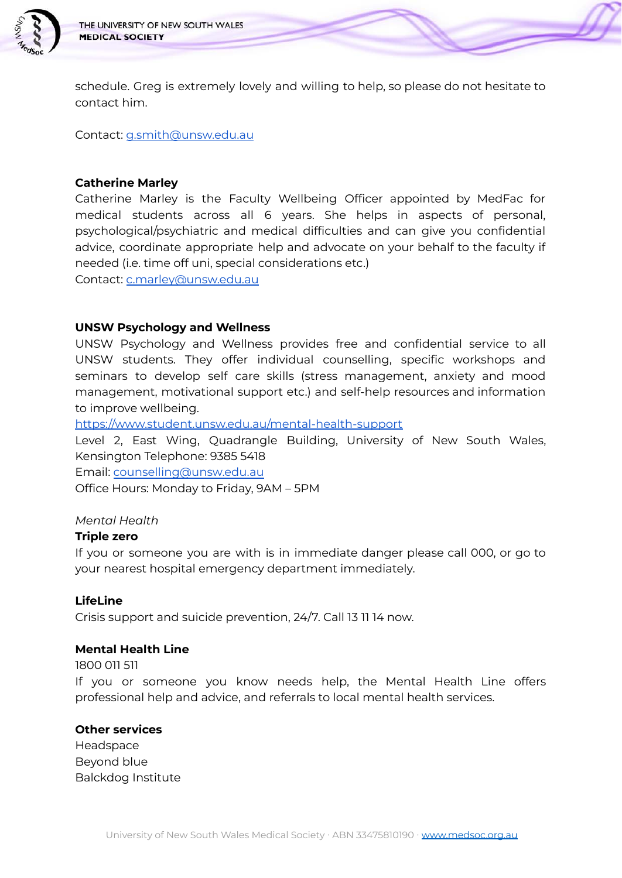schedule. Greg is extremely lovely and willing to help, so please do not hesitate to contact him.

Contact: g.smith@unsw.edu.au

**Catherine Marley**

Catherine Marley is the Faculty Wellbeing Officer appointed by MedFac for medical students across all 6 years. She helps in aspects of personal, psychological/psychiatric and medical difficulties and can give you confidential advice, coordinate appropriate help and advocate on your behalf to the faculty if needed (i.e. time off uni, special considerations etc.)
Contact: c.marley@unsw.edu.au

**UNSW Psychology and Wellness**

UNSW Psychology and Wellness provides free and confidential service to all UNSW students. They offer individual counselling, specific workshops and seminars to develop self care skills (stress management, anxiety and mood management, motivational support etc.) and self-help resources and information to improve wellbeing.
https://www.student.unsw.edu.au/mental-health-support
Level 2, East Wing, Quadrangle Building, University of New South Wales, Kensington Telephone: 9385 5418
Email: counselling@unsw.edu.au
Office Hours: Monday to Friday, 9AM – 5PM

*Mental Health*

**Triple zero**

If you or someone you are with is in immediate danger please call 000, or go to your nearest hospital emergency department immediately.

**LifeLine**

Crisis support and suicide prevention, 24/7. Call 13 11 14 now.

**Mental Health Line**

1800 011 511
If you or someone you know needs help, the Mental Health Line offers professional help and advice, and referrals to local mental health services.

**Other services**

Headspace
Beyond blue
Balckdog Institute